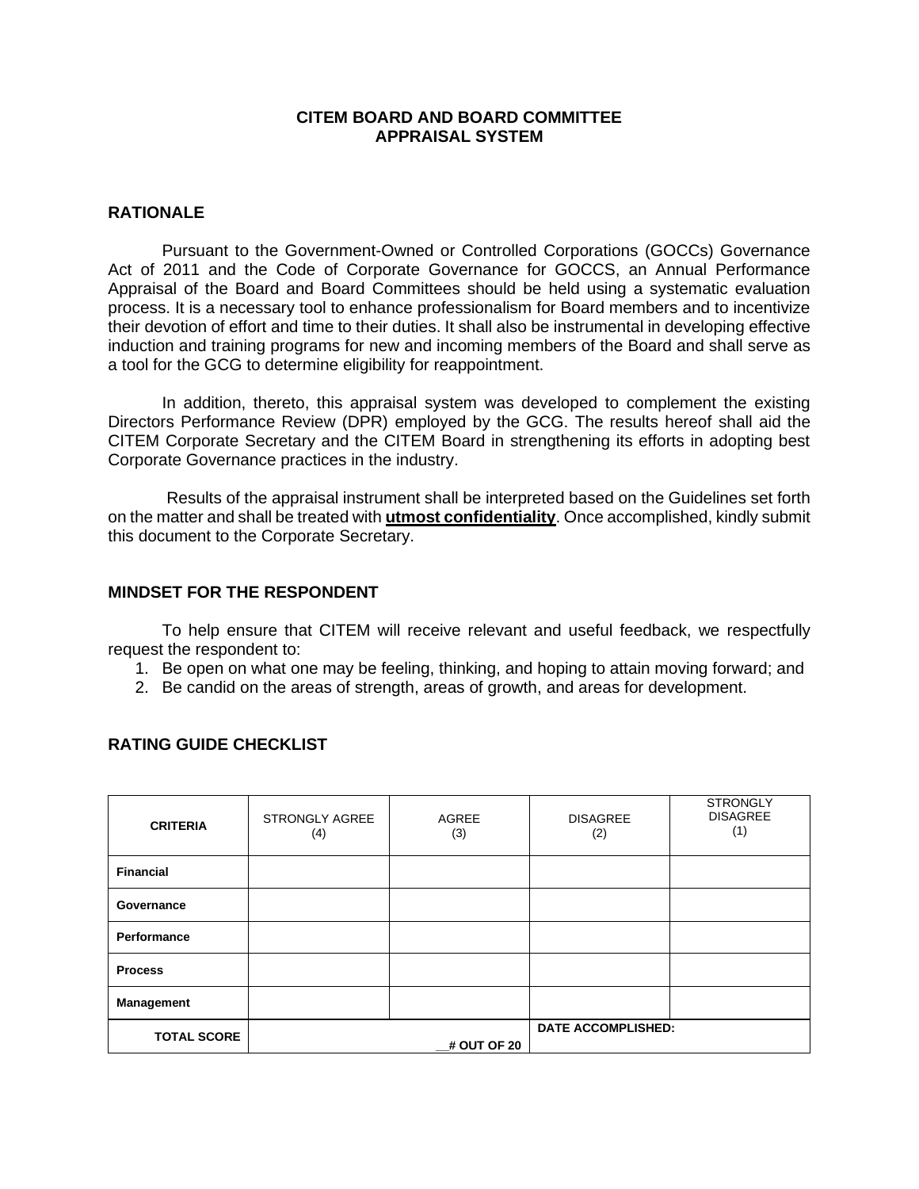# CITEM BOARD AND BOARD COMMITTEE APPRAISAL SYSTEM

## RATIONALE

Pursuant to the Government-Owned or Controlled Corporations (GOCCs) Governance Act of 2011 and the Code of Corporate Governance for GOCCS, an Annual Performance Appraisal of the Board and Board Committees should be held using a systematic evaluation process. It is a necessary tool to enhance professionalism for Board members and to incentivize their devotion of effort and time to their duties. It shall also be instrumental in developing effective induction and training programs for new and incoming members of the Board and shall serve as a tool for the GCG to determine eligibility for reappointment.

In addition, thereto, this appraisal system was developed to complement the existing Directors Performance Review (DPR) employed by the GCG. The results hereof shall aid the CITEM Corporate Secretary and the CITEM Board in strengthening its efforts in adopting best Corporate Governance practices in the industry.

Results of the appraisal instrument shall be interpreted based on the Guidelines set forth on the matter and shall be treated with **utmost confidentiality**. Once accomplished, kindly submit this document to the Corporate Secretary.

## MINDSET FOR THE RESPONDENT

To help ensure that CITEM will receive relevant and useful feedback, we respectfully request the respondent to:

1. Be open on what one may be feeling, thinking, and hoping to attain moving forward; and
2. Be candid on the areas of strength, areas of growth, and areas for development.

## RATING GUIDE CHECKLIST

| CRITERIA | STRONGLY AGREE (4) | AGREE (3) | DISAGREE (2) | STRONGLY DISAGREE (1) |
|---|---|---|---|---|
| **Financial** | | | | |
| **Governance** | | | | |
| **Performance** | | | | |
| **Process** | | | | |
| **Management** | | | | |
| **TOTAL SCORE** | | __# OUT OF 20 | **DATE ACCOMPLISHED:** | |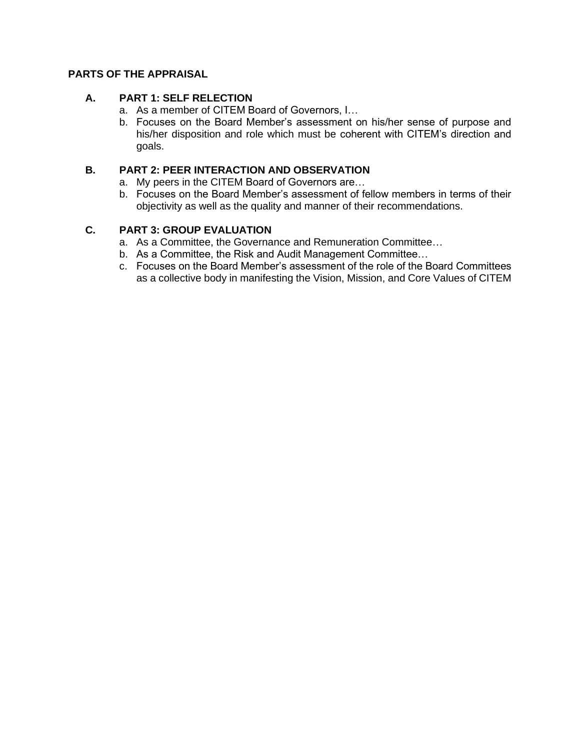**PARTS OF THE APPRAISAL**

**A. PART 1: SELF RELECTION**

a. As a member of CITEM Board of Governors, I…
b. Focuses on the Board Member's assessment on his/her sense of purpose and his/her disposition and role which must be coherent with CITEM's direction and goals.

**B. PART 2: PEER INTERACTION AND OBSERVATION**

a. My peers in the CITEM Board of Governors are…
b. Focuses on the Board Member's assessment of fellow members in terms of their objectivity as well as the quality and manner of their recommendations.

**C. PART 3: GROUP EVALUATION**

a. As a Committee, the Governance and Remuneration Committee…
b. As a Committee, the Risk and Audit Management Committee…
c. Focuses on the Board Member's assessment of the role of the Board Committees as a collective body in manifesting the Vision, Mission, and Core Values of CITEM